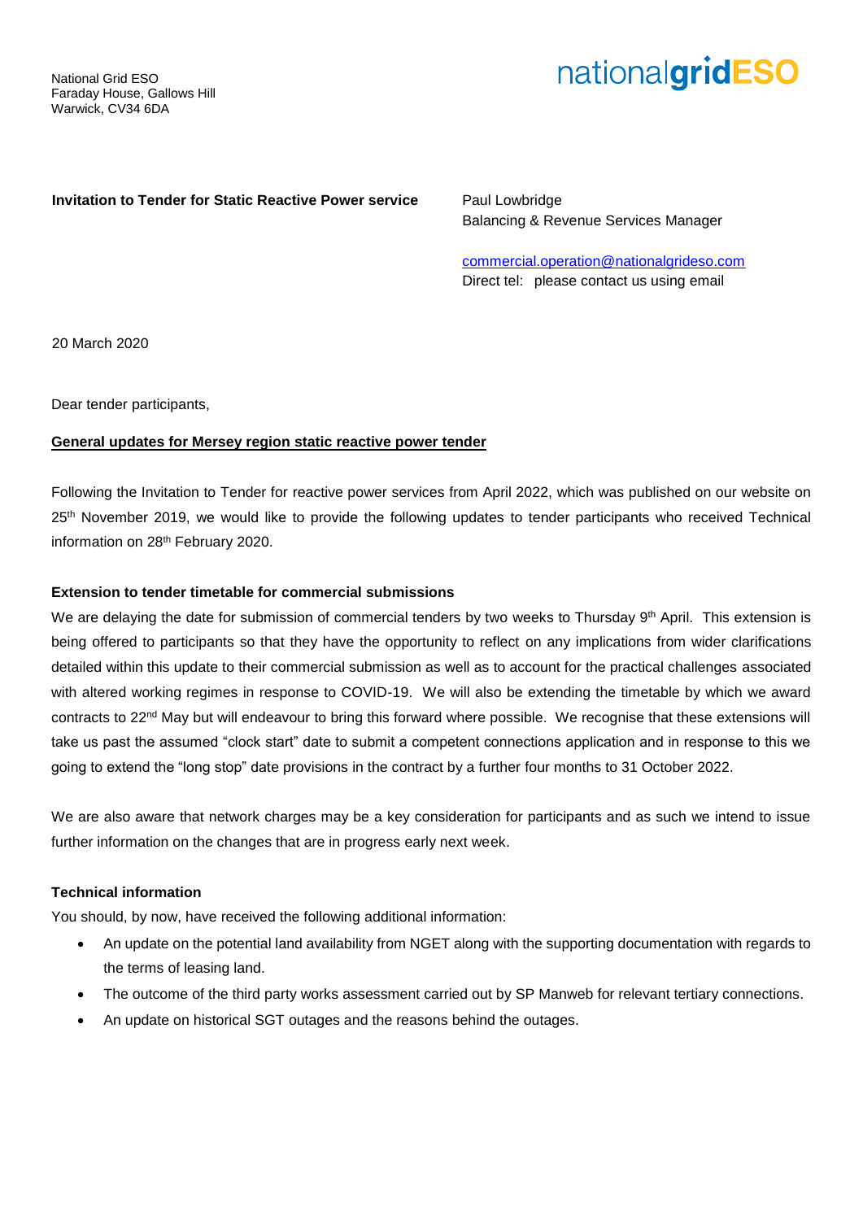National Grid ESO
Faraday House, Gallows Hill
Warwick, CV34 6DA

nationalgridESO

**Invitation to Tender for Static Reactive Power service**

Paul Lowbridge
Balancing & Revenue Services Manager

commercial.operation@nationalgrideso.com
Direct tel: please contact us using email

20 March 2020

Dear tender participants,

**General updates for Mersey region static reactive power tender**

Following the Invitation to Tender for reactive power services from April 2022, which was published on our website on 25th November 2019, we would like to provide the following updates to tender participants who received Technical information on 28th February 2020.

**Extension to tender timetable for commercial submissions**

We are delaying the date for submission of commercial tenders by two weeks to Thursday 9th April. This extension is being offered to participants so that they have the opportunity to reflect on any implications from wider clarifications detailed within this update to their commercial submission as well as to account for the practical challenges associated with altered working regimes in response to COVID-19. We will also be extending the timetable by which we award contracts to 22nd May but will endeavour to bring this forward where possible. We recognise that these extensions will take us past the assumed "clock start" date to submit a competent connections application and in response to this we going to extend the "long stop" date provisions in the contract by a further four months to 31 October 2022.

We are also aware that network charges may be a key consideration for participants and as such we intend to issue further information on the changes that are in progress early next week.

**Technical information**

You should, by now, have received the following additional information:

- An update on the potential land availability from NGET along with the supporting documentation with regards to the terms of leasing land.
- The outcome of the third party works assessment carried out by SP Manweb for relevant tertiary connections.
- An update on historical SGT outages and the reasons behind the outages.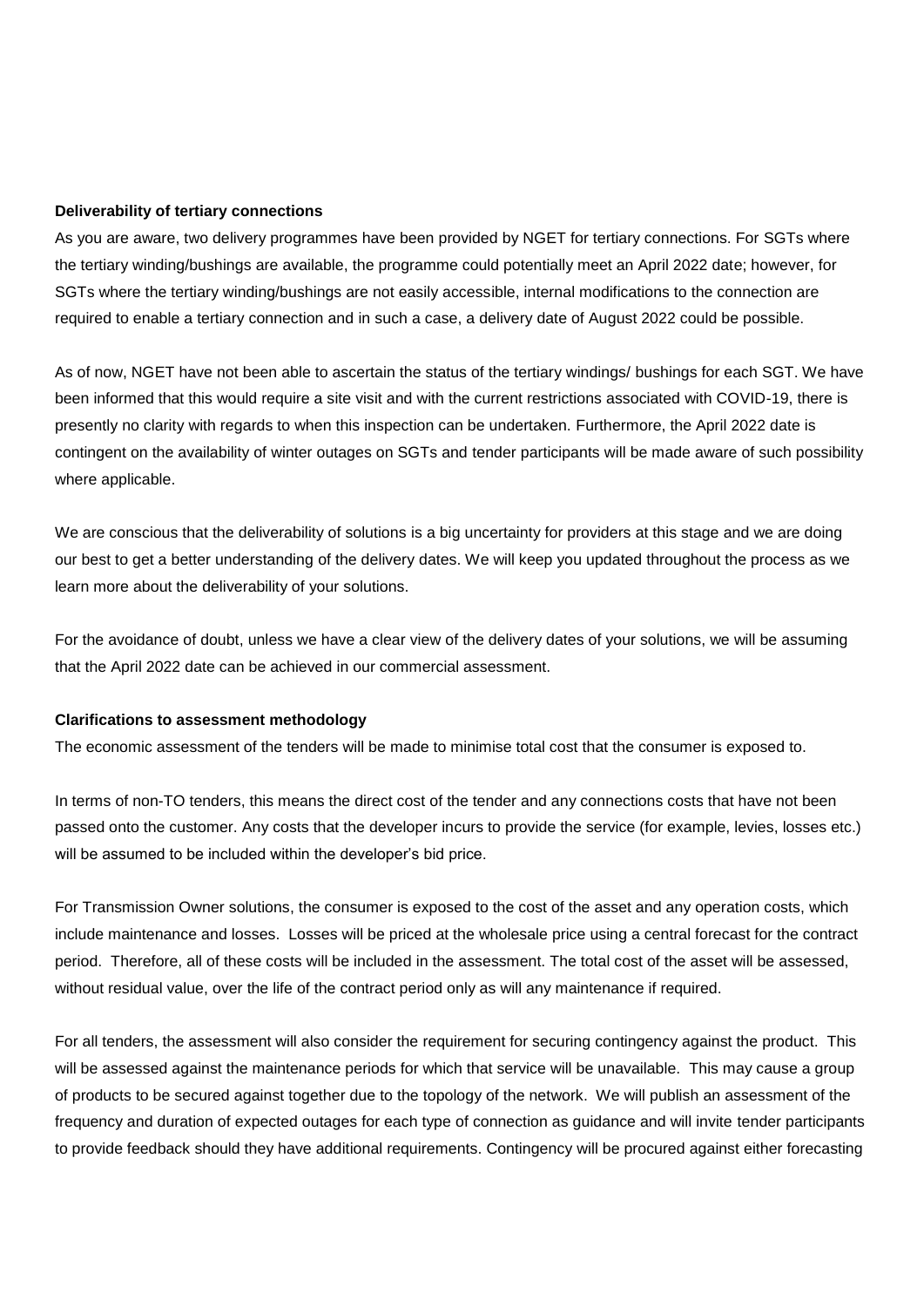**Deliverability of tertiary connections**

As you are aware, two delivery programmes have been provided by NGET for tertiary connections. For SGTs where the tertiary winding/bushings are available, the programme could potentially meet an April 2022 date; however, for SGTs where the tertiary winding/bushings are not easily accessible, internal modifications to the connection are required to enable a tertiary connection and in such a case, a delivery date of August 2022 could be possible.

As of now, NGET have not been able to ascertain the status of the tertiary windings/ bushings for each SGT. We have been informed that this would require a site visit and with the current restrictions associated with COVID-19, there is presently no clarity with regards to when this inspection can be undertaken. Furthermore, the April 2022 date is contingent on the availability of winter outages on SGTs and tender participants will be made aware of such possibility where applicable.

We are conscious that the deliverability of solutions is a big uncertainty for providers at this stage and we are doing our best to get a better understanding of the delivery dates. We will keep you updated throughout the process as we learn more about the deliverability of your solutions.

For the avoidance of doubt, unless we have a clear view of the delivery dates of your solutions, we will be assuming that the April 2022 date can be achieved in our commercial assessment.

**Clarifications to assessment methodology**

The economic assessment of the tenders will be made to minimise total cost that the consumer is exposed to.

In terms of non-TO tenders, this means the direct cost of the tender and any connections costs that have not been passed onto the customer. Any costs that the developer incurs to provide the service (for example, levies, losses etc.) will be assumed to be included within the developer's bid price.

For Transmission Owner solutions, the consumer is exposed to the cost of the asset and any operation costs, which include maintenance and losses. Losses will be priced at the wholesale price using a central forecast for the contract period. Therefore, all of these costs will be included in the assessment. The total cost of the asset will be assessed, without residual value, over the life of the contract period only as will any maintenance if required.

For all tenders, the assessment will also consider the requirement for securing contingency against the product. This will be assessed against the maintenance periods for which that service will be unavailable. This may cause a group of products to be secured against together due to the topology of the network. We will publish an assessment of the frequency and duration of expected outages for each type of connection as guidance and will invite tender participants to provide feedback should they have additional requirements. Contingency will be procured against either forecasting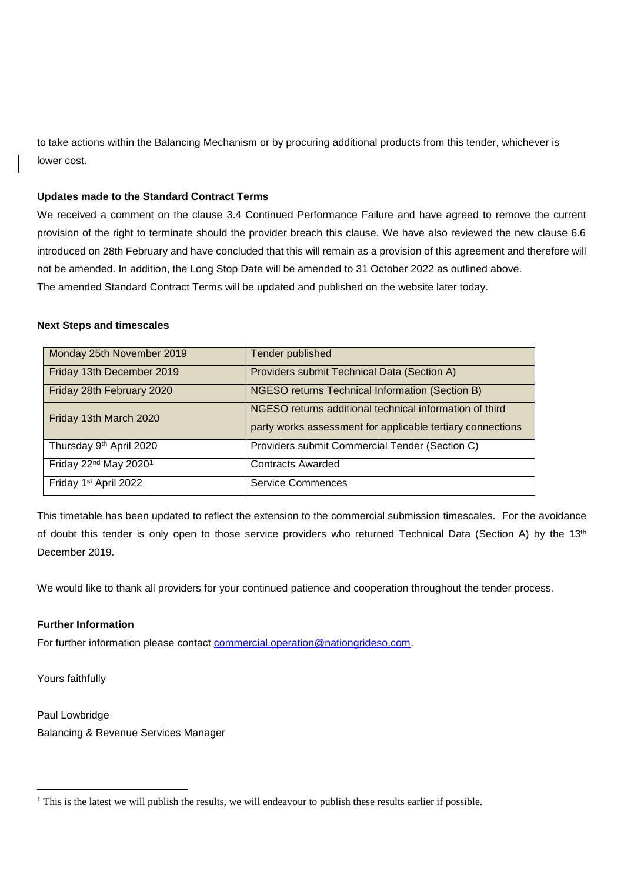to take actions within the Balancing Mechanism or by procuring additional products from this tender, whichever is lower cost.

**Updates made to the Standard Contract Terms**

We received a comment on the clause 3.4 Continued Performance Failure and have agreed to remove the current provision of the right to terminate should the provider breach this clause. We have also reviewed the new clause 6.6 introduced on 28th February and have concluded that this will remain as a provision of this agreement and therefore will not be amended. In addition, the Long Stop Date will be amended to 31 October 2022 as outlined above.
The amended Standard Contract Terms will be updated and published on the website later today.

**Next Steps and timescales**

| | |
|---|---|
| Monday 25th November 2019 | Tender published |
| Friday 13th December 2019 | Providers submit Technical Data (Section A) |
| Friday 28th February 2020 | NGESO returns Technical Information (Section B) |
| Friday 13th March 2020 | NGESO returns additional technical information of third party works assessment for applicable tertiary connections |
| Thursday 9th April 2020 | Providers submit Commercial Tender (Section C) |
| Friday 22nd May 2020[1] | Contracts Awarded |
| Friday 1st April 2022 | Service Commences |

This timetable has been updated to reflect the extension to the commercial submission timescales. For the avoidance of doubt this tender is only open to those service providers who returned Technical Data (Section A) by the 13th December 2019.

We would like to thank all providers for your continued patience and cooperation throughout the tender process.

**Further Information**

For further information please contact commercial.operation@nationgrideso.com.

Yours faithfully

Paul Lowbridge
Balancing & Revenue Services Manager

[1] This is the latest we will publish the results, we will endeavour to publish these results earlier if possible.